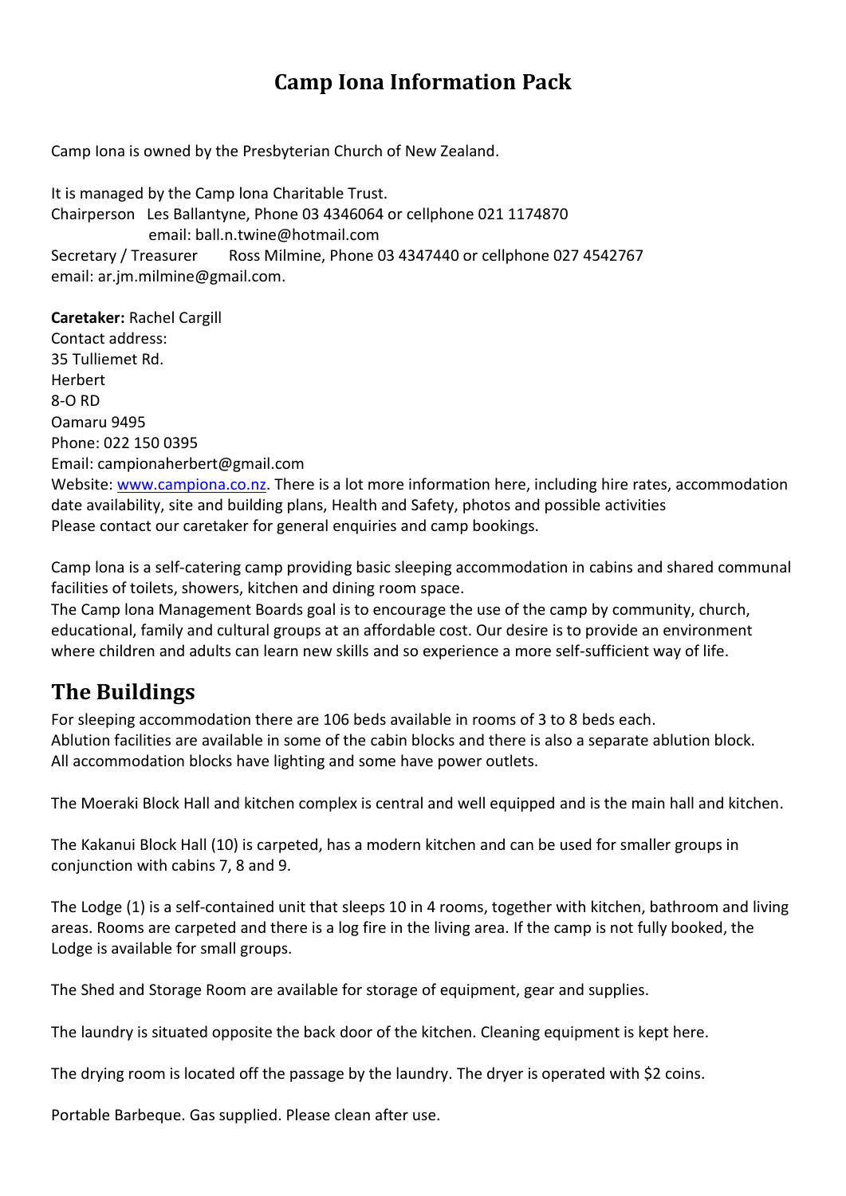# Camp Iona Information Pack

Camp Iona is owned by the Presbyterian Church of New Zealand.

It is managed by the Camp lona Charitable Trust.
Chairperson Les Ballantyne, Phone 03 4346064 or cellphone 021 1174870
email: ball.n.twine@hotmail.com
Secretary / Treasurer Ross Milmine, Phone 03 4347440 or cellphone 027 4542767
email: ar.jm.milmine@gmail.com.

**Caretaker:** Rachel Cargill
Contact address:
35 Tulliemet Rd.
Herbert
8-O RD
Oamaru 9495
Phone: 022 150 0395
Email: campionaherbert@gmail.com
Website: [www.campiona.co.nz](http://www.campiona.co.nz). There is a lot more information here, including hire rates, accommodation date availability, site and building plans, Health and Safety, photos and possible activities
Please contact our caretaker for general enquiries and camp bookings.

Camp lona is a self-catering camp providing basic sleeping accommodation in cabins and shared communal facilities of toilets, showers, kitchen and dining room space.
The Camp lona Management Boards goal is to encourage the use of the camp by community, church, educational, family and cultural groups at an affordable cost. Our desire is to provide an environment where children and adults can learn new skills and so experience a more self-sufficient way of life.

## The Buildings

For sleeping accommodation there are 106 beds available in rooms of 3 to 8 beds each.
Ablution facilities are available in some of the cabin blocks and there is also a separate ablution block.
All accommodation blocks have lighting and some have power outlets.

The Moeraki Block Hall and kitchen complex is central and well equipped and is the main hall and kitchen.

The Kakanui Block Hall (10) is carpeted, has a modern kitchen and can be used for smaller groups in conjunction with cabins 7, 8 and 9.

The Lodge (1) is a self-contained unit that sleeps 10 in 4 rooms, together with kitchen, bathroom and living areas. Rooms are carpeted and there is a log fire in the living area. If the camp is not fully booked, the Lodge is available for small groups.

The Shed and Storage Room are available for storage of equipment, gear and supplies.

The laundry is situated opposite the back door of the kitchen. Cleaning equipment is kept here.

The drying room is located off the passage by the laundry. The dryer is operated with $2 coins.

Portable Barbeque. Gas supplied. Please clean after use.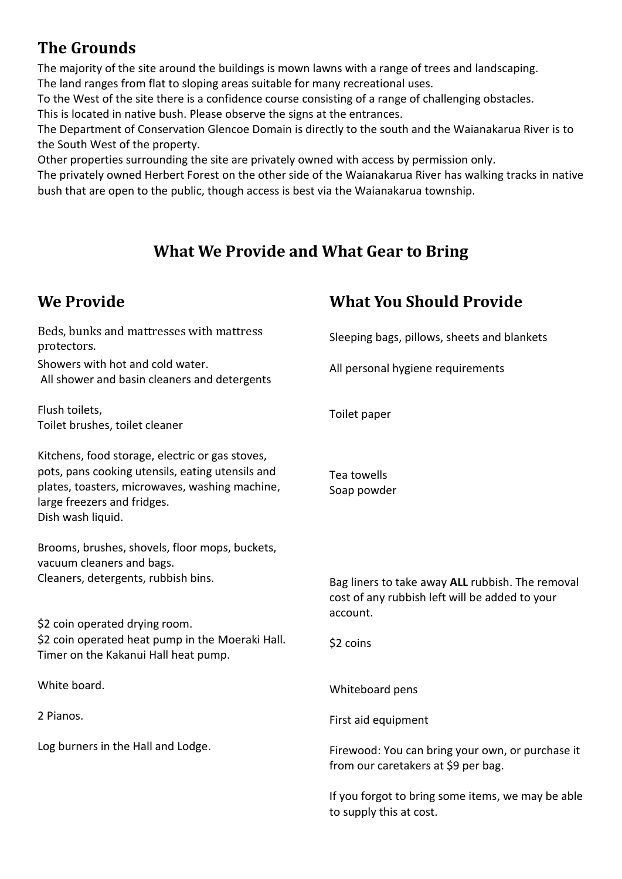## The Grounds

The majority of the site around the buildings is mown lawns with a range of trees and landscaping.
The land ranges from flat to sloping areas suitable for many recreational uses.
To the West of the site there is a confidence course consisting of a range of challenging obstacles.
This is located in native bush. Please observe the signs at the entrances.
The Department of Conservation Glencoe Domain is directly to the south and the Waianakarua River is to the South West of the property.
Other properties surrounding the site are privately owned with access by permission only.
The privately owned Herbert Forest on the other side of the Waianakarua River has walking tracks in native bush that are open to the public, though access is best via the Waianakarua township.

## What We Provide and What Gear to Bring

| We Provide | What You Should Provide |
|---|---|
| Beds, bunks and mattresses with mattress protectors. | Sleeping bags, pillows, sheets and blankets |
| Showers with hot and cold water. All shower and basin cleaners and detergents | All personal hygiene requirements |
| Flush toilets, Toilet brushes, toilet cleaner | Toilet paper |
| Kitchens, food storage, electric or gas stoves, pots, pans cooking utensils, eating utensils and plates, toasters, microwaves, washing machine, large freezers and fridges. Dish wash liquid. | Tea towells Soap powder |
| Brooms, brushes, shovels, floor mops, buckets, vacuum cleaners and bags. Cleaners, detergents, rubbish bins. | Bag liners to take away **ALL** rubbish. The removal cost of any rubbish left will be added to your account. |
| $2 coin operated drying room. $2 coin operated heat pump in the Moeraki Hall. Timer on the Kakanui Hall heat pump. | $2 coins |
| White board. | Whiteboard pens |
| 2 Pianos. | First aid equipment |
| Log burners in the Hall and Lodge. | Firewood: You can bring your own, or purchase it from our caretakers at $9 per bag. |
| | If you forgot to bring some items, we may be able to supply this at cost. |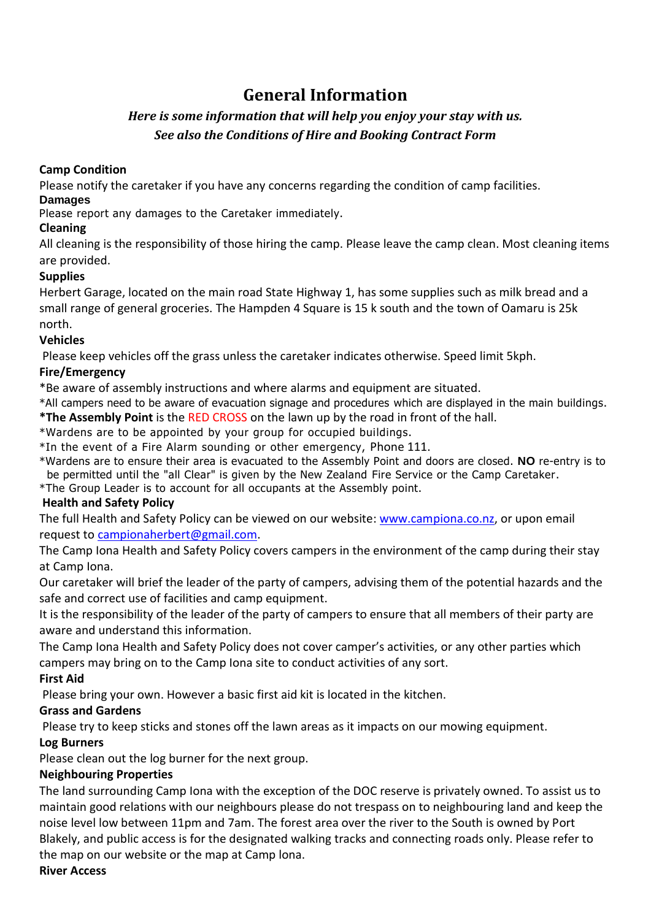# General Information

***Here is some information that will help you enjoy your stay with us.***
***See also the Conditions of Hire and Booking Contract Form***

**Camp Condition**

Please notify the caretaker if you have any concerns regarding the condition of camp facilities.

**Damages**

Please report any damages to the Caretaker immediately.

**Cleaning**

All cleaning is the responsibility of those hiring the camp. Please leave the camp clean. Most cleaning items are provided.

**Supplies**

Herbert Garage, located on the main road State Highway 1, has some supplies such as milk bread and a small range of general groceries. The Hampden 4 Square is 15 k south and the town of Oamaru is 25k north.

**Vehicles**

Please keep vehicles off the grass unless the caretaker indicates otherwise. Speed limit 5kph.

**Fire/Emergency**

*Be aware of assembly instructions and where alarms and equipment are situated.

*All campers need to be aware of evacuation signage and procedures which are displayed in the main buildings.

***The Assembly Point** is the RED CROSS on the lawn up by the road in front of the hall.

*Wardens are to be appointed by your group for occupied buildings.

*In the event of a Fire Alarm sounding or other emergency, Phone 111.

*Wardens are to ensure their area is evacuated to the Assembly Point and doors are closed. **NO** re-entry is to be permitted until the "all Clear" is given by the New Zealand Fire Service or the Camp Caretaker.

*The Group Leader is to account for all occupants at the Assembly point.

**Health and Safety Policy**

The full Health and Safety Policy can be viewed on our website: www.campiona.co.nz, or upon email request to campionaherbert@gmail.com.

The Camp Iona Health and Safety Policy covers campers in the environment of the camp during their stay at Camp Iona.

Our caretaker will brief the leader of the party of campers, advising them of the potential hazards and the safe and correct use of facilities and camp equipment.

It is the responsibility of the leader of the party of campers to ensure that all members of their party are aware and understand this information.

The Camp Iona Health and Safety Policy does not cover camper's activities, or any other parties which campers may bring on to the Camp Iona site to conduct activities of any sort.

**First Aid**

Please bring your own. However a basic first aid kit is located in the kitchen.

**Grass and Gardens**

Please try to keep sticks and stones off the lawn areas as it impacts on our mowing equipment.

**Log Burners**

Please clean out the log burner for the next group.

**Neighbouring Properties**

The land surrounding Camp Iona with the exception of the DOC reserve is privately owned. To assist us to maintain good relations with our neighbours please do not trespass on to neighbouring land and keep the noise level low between 11pm and 7am. The forest area over the river to the South is owned by Port Blakely, and public access is for the designated walking tracks and connecting roads only. Please refer to the map on our website or the map at Camp Iona.

**River Access**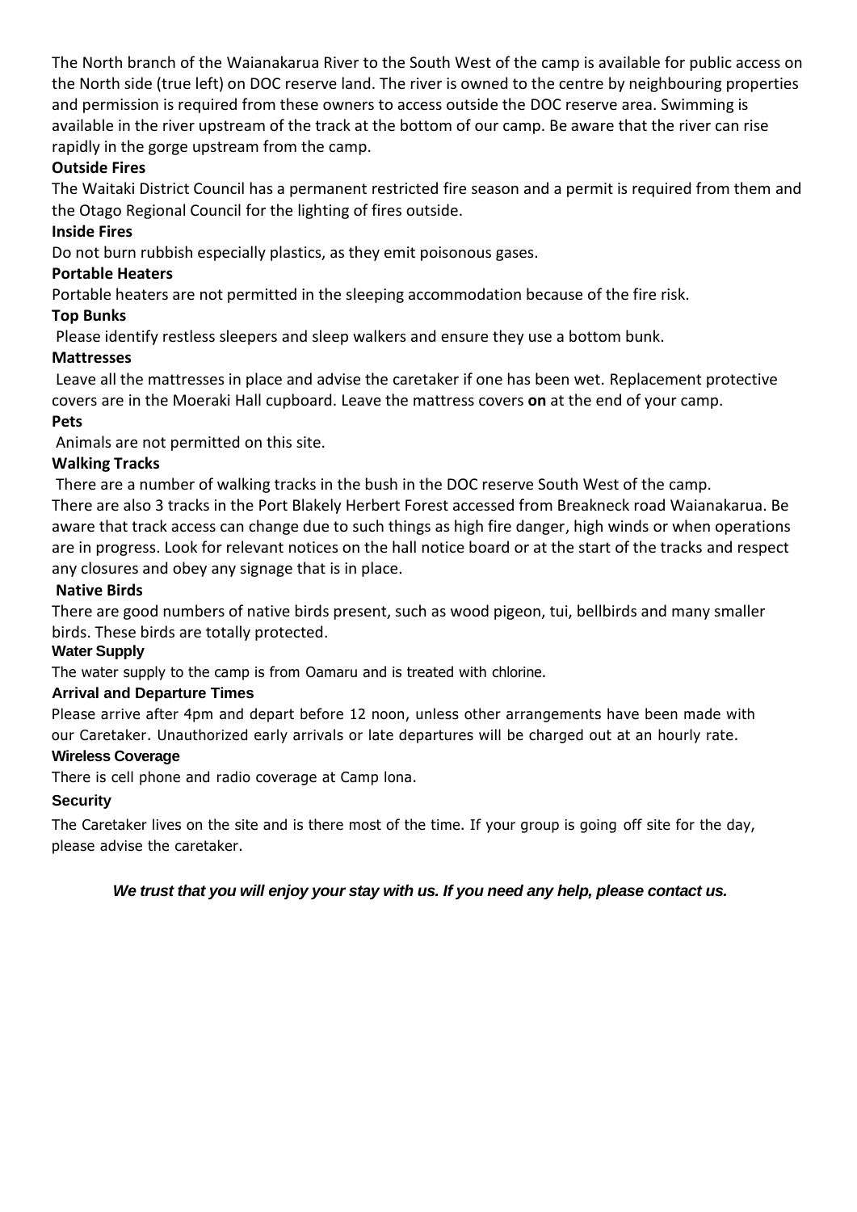The North branch of the Waianakarua River to the South West of the camp is available for public access on the North side (true left) on DOC reserve land. The river is owned to the centre by neighbouring properties and permission is required from these owners to access outside the DOC reserve area. Swimming is available in the river upstream of the track at the bottom of our camp. Be aware that the river can rise rapidly in the gorge upstream from the camp.

**Outside Fires**

The Waitaki District Council has a permanent restricted fire season and a permit is required from them and the Otago Regional Council for the lighting of fires outside.

**Inside Fires**

Do not burn rubbish especially plastics, as they emit poisonous gases.

**Portable Heaters**

Portable heaters are not permitted in the sleeping accommodation because of the fire risk.

**Top Bunks**

Please identify restless sleepers and sleep walkers and ensure they use a bottom bunk.

**Mattresses**

Leave all the mattresses in place and advise the caretaker if one has been wet. Replacement protective covers are in the Moeraki Hall cupboard. Leave the mattress covers **on** at the end of your camp.

**Pets**

Animals are not permitted on this site.

**Walking Tracks**

There are a number of walking tracks in the bush in the DOC reserve South West of the camp.
There are also 3 tracks in the Port Blakely Herbert Forest accessed from Breakneck road Waianakarua. Be aware that track access can change due to such things as high fire danger, high winds or when operations are in progress. Look for relevant notices on the hall notice board or at the start of the tracks and respect any closures and obey any signage that is in place.

**Native Birds**

There are good numbers of native birds present, such as wood pigeon, tui, bellbirds and many smaller birds. These birds are totally protected.

**Water Supply**

The water supply to the camp is from Oamaru and is treated with chlorine.

**Arrival and Departure Times**

Please arrive after 4pm and depart before 12 noon, unless other arrangements have been made with our Caretaker. Unauthorized early arrivals or late departures will be charged out at an hourly rate.

**Wireless Coverage**

There is cell phone and radio coverage at Camp Iona.

**Security**

The Caretaker lives on the site and is there most of the time. If your group is going off site for the day, please advise the caretaker.

***We trust that you will enjoy your stay with us. If you need any help, please contact us.***